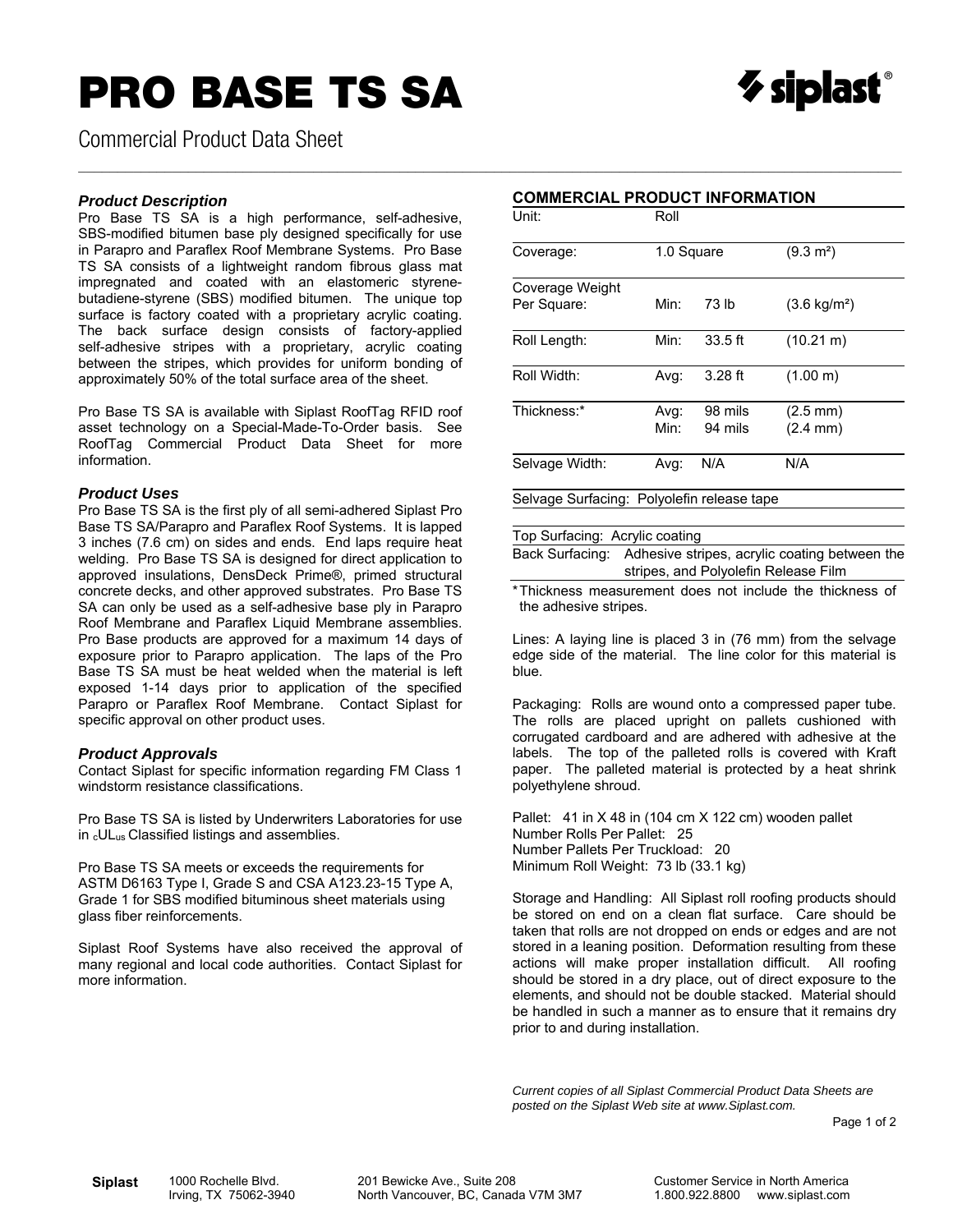# PRO BASE TS SA

Commercial Product Data Sheet

### *Product Description*

Pro Base TS SA is a high performance, self-adhesive, SBS-modified bitumen base ply designed specifically for use in Parapro and Paraflex Roof Membrane Systems. Pro Base TS SA consists of a lightweight random fibrous glass mat impregnated and coated with an elastomeric styrene-butadiene-styrene (SBS) modified bitumen. The unique top surface is factory coated with a proprietary acrylic coating. The back surface design consists of factory-applied self-adhesive stripes with a proprietary, acrylic coating between the stripes, which provides for uniform bonding of approximately 50% of the total surface area of the sheet.

Pro Base TS SA is available with Siplast RoofTag RFID roof asset technology on a Special-Made-To-Order basis. See RoofTag Commercial Product Data Sheet for more information.

### *Product Uses*

Pro Base TS SA is the first ply of all semi-adhered Siplast Pro Base TS SA/Parapro and Paraflex Roof Systems. It is lapped 3 inches (7.6 cm) on sides and ends. End laps require heat welding. Pro Base TS SA is designed for direct application to approved insulations, DensDeck Prime®, primed structural concrete decks, and other approved substrates. Pro Base TS SA can only be used as a self-adhesive base ply in Parapro Roof Membrane and Paraflex Liquid Membrane assemblies. Pro Base products are approved for a maximum 14 days of exposure prior to Parapro application. The laps of the Pro Base TS SA must be heat welded when the material is left exposed 1-14 days prior to application of the specified Parapro or Paraflex Roof Membrane. Contact Siplast for specific approval on other product uses.

### *Product Approvals*

Contact Siplast for specific information regarding FM Class 1 windstorm resistance classifications.

Pro Base TS SA is listed by Underwriters Laboratories for use in cULus Classified listings and assemblies.

Pro Base TS SA meets or exceeds the requirements for ASTM D6163 Type I, Grade S and CSA A123.23-15 Type A, Grade 1 for SBS modified bituminous sheet materials using glass fiber reinforcements.

Siplast Roof Systems have also received the approval of many regional and local code authorities. Contact Siplast for more information.

## COMMERCIAL PRODUCT INFORMATION

| | | | |
|---|---|---|---|
| Unit: | Roll | | |
| Coverage: | 1.0 Square | | (9.3 m²) |
| Coverage Weight Per Square: | Min: | 73 lb | (3.6 kg/m²) |
| Roll Length: | Min: | 33.5 ft | (10.21 m) |
| Roll Width: | Avg: | 3.28 ft | (1.00 m) |
| Thickness:* | Avg: | 98 mils | (2.5 mm) |
| | Min: | 94 mils | (2.4 mm) |
| Selvage Width: | Avg: | N/A | N/A |

Selvage Surfacing: Polyolefin release tape

Top Surfacing: Acrylic coating

Back Surfacing: Adhesive stripes, acrylic coating between the stripes, and Polyolefin Release Film

*Thickness measurement does not include the thickness of the adhesive stripes.

Lines: A laying line is placed 3 in (76 mm) from the selvage edge side of the material. The line color for this material is blue.

Packaging: Rolls are wound onto a compressed paper tube. The rolls are placed upright on pallets cushioned with corrugated cardboard and are adhered with adhesive at the labels. The top of the palleted rolls is covered with Kraft paper. The palleted material is protected by a heat shrink polyethylene shroud.

Pallet: 41 in X 48 in (104 cm X 122 cm) wooden pallet
Number Rolls Per Pallet: 25
Number Pallets Per Truckload: 20
Minimum Roll Weight: 73 lb (33.1 kg)

Storage and Handling: All Siplast roll roofing products should be stored on end on a clean flat surface. Care should be taken that rolls are not dropped on ends or edges and are not stored in a leaning position. Deformation resulting from these actions will make proper installation difficult. All roofing should be stored in a dry place, out of direct exposure to the elements, and should not be double stacked. Material should be handled in such a manner as to ensure that it remains dry prior to and during installation.

*Current copies of all Siplast Commercial Product Data Sheets are posted on the Siplast Web site at www.Siplast.com.*

**Siplast** 1000 Rochelle Blvd. Irving, TX 75062-3940 | 201 Bewicke Ave., Suite 208 North Vancouver, BC, Canada V7M 3M7 | Customer Service in North America 1.800.922.8800 www.siplast.com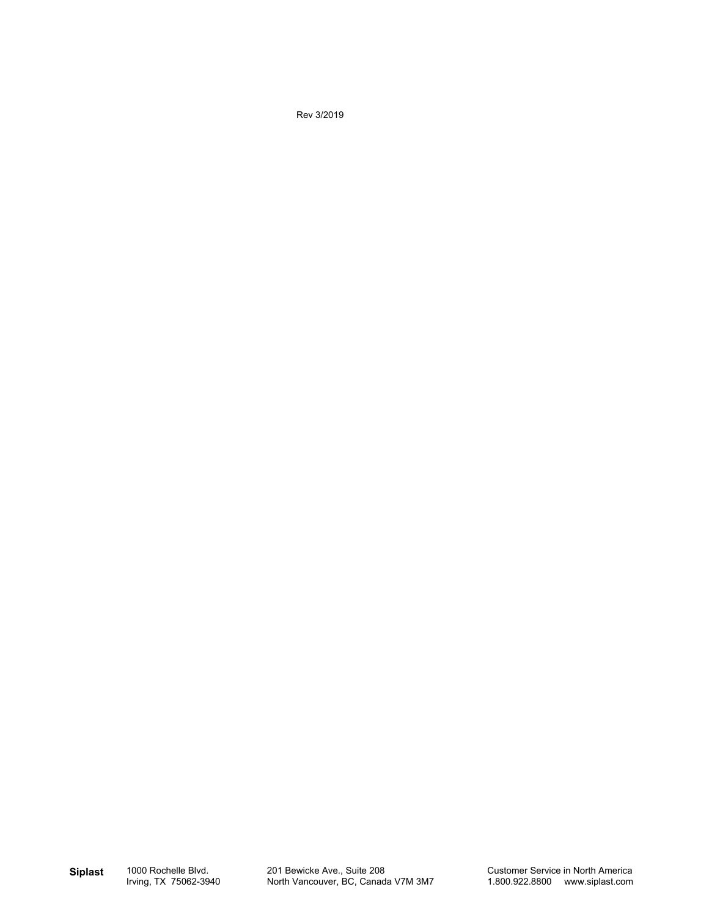Rev 3/2019

**Siplast** 1000 Rochelle Blvd. Irving, TX 75062-3940 201 Bewicke Ave., Suite 208 North Vancouver, BC, Canada V7M 3M7 Customer Service in North America 1.800.922.8800 www.siplast.com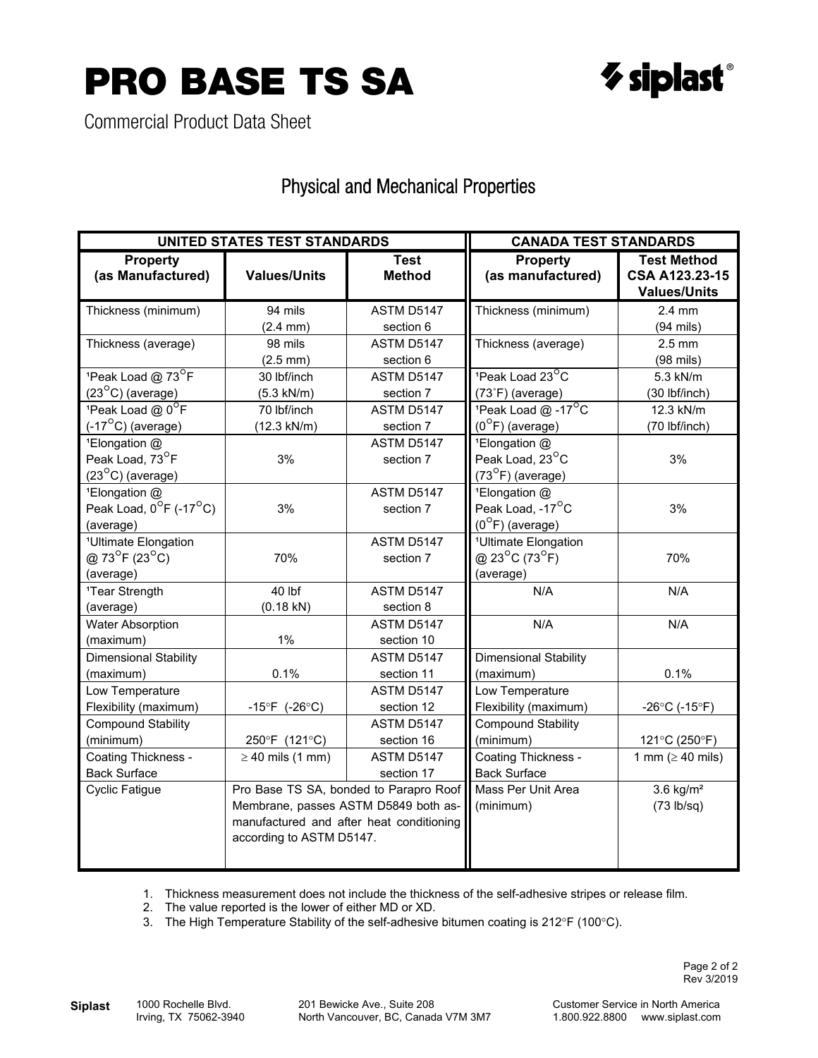# PRO BASE TS SA

siplast®

Commercial Product Data Sheet

## Physical and Mechanical Properties

| UNITED STATES TEST STANDARDS | | | CANADA TEST STANDARDS | |
|---|---|---|---|---|
| **Property (as Manufactured)** | **Values/Units** | **Test Method** | **Property (as manufactured)** | **Test Method CSA A123.23-15 Values/Units** |
| Thickness (minimum) | 94 mils (2.4 mm) | ASTM D5147 section 6 | Thickness (minimum) | 2.4 mm (94 mils) |
| Thickness (average) | 98 mils (2.5 mm) | ASTM D5147 section 6 | Thickness (average) | 2.5 mm (98 mils) |
| [1]Peak Load @ 73°F (23°C) (average) | 30 lbf/inch (5.3 kN/m) | ASTM D5147 section 7 | [1]Peak Load 23°C (73°F) (average) | 5.3 kN/m (30 lbf/inch) |
| [1]Peak Load @ 0°F (-17°C) (average) | 70 lbf/inch (12.3 kN/m) | ASTM D5147 section 7 | [1]Peak Load @ -17°C (0°F) (average) | 12.3 kN/m (70 lbf/inch) |
| [1]Elongation @ Peak Load, 73°F (23°C) (average) | 3% | ASTM D5147 section 7 | [1]Elongation @ Peak Load, 23°C (73°F) (average) | 3% |
| [1]Elongation @ Peak Load, 0°F (-17°C) (average) | 3% | ASTM D5147 section 7 | [1]Elongation @ Peak Load, -17°C (0°F) (average) | 3% |
| [1]Ultimate Elongation @ 73°F (23°C) (average) | 70% | ASTM D5147 section 7 | [1]Ultimate Elongation @ 23°C (73°F) (average) | 70% |
| [1]Tear Strength (average) | 40 lbf (0.18 kN) | ASTM D5147 section 8 | N/A | N/A |
| Water Absorption (maximum) | 1% | ASTM D5147 section 10 | N/A | N/A |
| Dimensional Stability (maximum) | 0.1% | ASTM D5147 section 11 | Dimensional Stability (maximum) | 0.1% |
| Low Temperature Flexibility (maximum) | -15°F (-26°C) | ASTM D5147 section 12 | Low Temperature Flexibility (maximum) | -26°C (-15°F) |
| Compound Stability (minimum) | 250°F (121°C) | ASTM D5147 section 16 | Compound Stability (minimum) | 121°C (250°F) |
| Coating Thickness - Back Surface | ≥ 40 mils (1 mm) | ASTM D5147 section 17 | Coating Thickness - Back Surface | 1 mm (≥ 40 mils) |
| Cyclic Fatigue | Pro Base TS SA, bonded to Parapro Roof Membrane, passes ASTM D5849 both as-manufactured and after heat conditioning according to ASTM D5147. | | Mass Per Unit Area (minimum) | 3.6 kg/m² (73 lb/sq) |

1. Thickness measurement does not include the thickness of the self-adhesive stripes or release film.
2. The value reported is the lower of either MD or XD.
3. The High Temperature Stability of the self-adhesive bitumen coating is 212°F (100°C).

Rev 3/2019

**Siplast** 1000 Rochelle Blvd. Irving, TX 75062-3940 | 201 Bewicke Ave., Suite 208 North Vancouver, BC, Canada V7M 3M7 | Customer Service in North America 1.800.922.8800 www.siplast.com